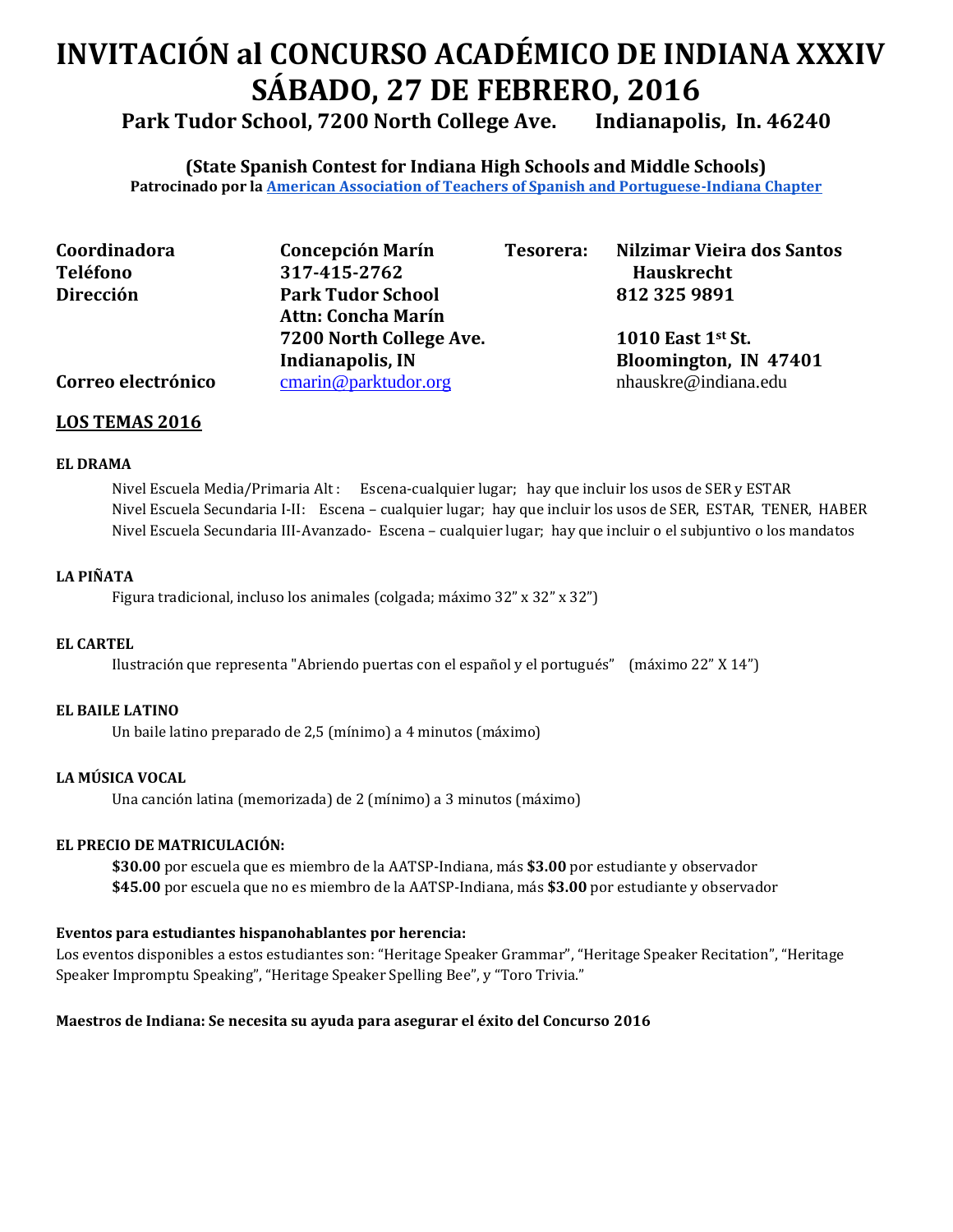# INVITACIÓN al CONCURSO ACADÉMICO DE INDIANA XXXIV SÁBADO, 27 DE FEBRERO, 2016

**Park Tudor School, 7200 North College Ave. Indianapolis, In. 46240**

**(State Spanish Contest for Indiana High Schools and Middle Schools)**

**Patrocinado por la [American Association of Teachers of Spanish and Portuguese-Indiana Chapter]**

| | | | |
|---|---|---|---|
| **Coordinadora** | **Concepción Marín** | **Tesorera:** | **Nilzimar Vieira dos Santos Hauskrecht** |
| **Teléfono** | **317-415-2762** | | **812 325 9891** |
| **Dirección** | **Park Tudor School**<br>**Attn: Concha Marín**<br>**7200 North College Ave.**<br>**Indianapolis, IN** | | **1010 East 1st St.**<br>**Bloomington, IN 47401** |
| **Correo electrónico** | cmarin@parktudor.org | | nhauskre@indiana.edu |

## LOS TEMAS 2016

### EL DRAMA

Nivel Escuela Media/Primaria Alt : Escena-cualquier lugar; hay que incluir los usos de SER y ESTAR

Nivel Escuela Secundaria I-II: Escena – cualquier lugar; hay que incluir los usos de SER, ESTAR, TENER, HABER

Nivel Escuela Secundaria III-Avanzado- Escena – cualquier lugar; hay que incluir o el subjuntivo o los mandatos

### LA PIÑATA

Figura tradicional, incluso los animales (colgada; máximo 32" x 32" x 32")

### EL CARTEL

Ilustración que representa "Abriendo puertas con el español y el portugués" (máximo 22" X 14")

### EL BAILE LATINO

Un baile latino preparado de 2,5 (mínimo) a 4 minutos (máximo)

### LA MÚSICA VOCAL

Una canción latina (memorizada) de 2 (mínimo) a 3 minutos (máximo)

### EL PRECIO DE MATRICULACIÓN:

**$30.00** por escuela que es miembro de la AATSP-Indiana, más **$3.00** por estudiante y observador

**$45.00** por escuela que no es miembro de la AATSP-Indiana, más **$3.00** por estudiante y observador

**Eventos para estudiantes hispanohablantes por herencia:**

Los eventos disponibles a estos estudiantes son: "Heritage Speaker Grammar", "Heritage Speaker Recitation", "Heritage Speaker Impromptu Speaking", "Heritage Speaker Spelling Bee", y "Toro Trivia."

**Maestros de Indiana: Se necesita su ayuda para asegurar el éxito del Concurso 2016**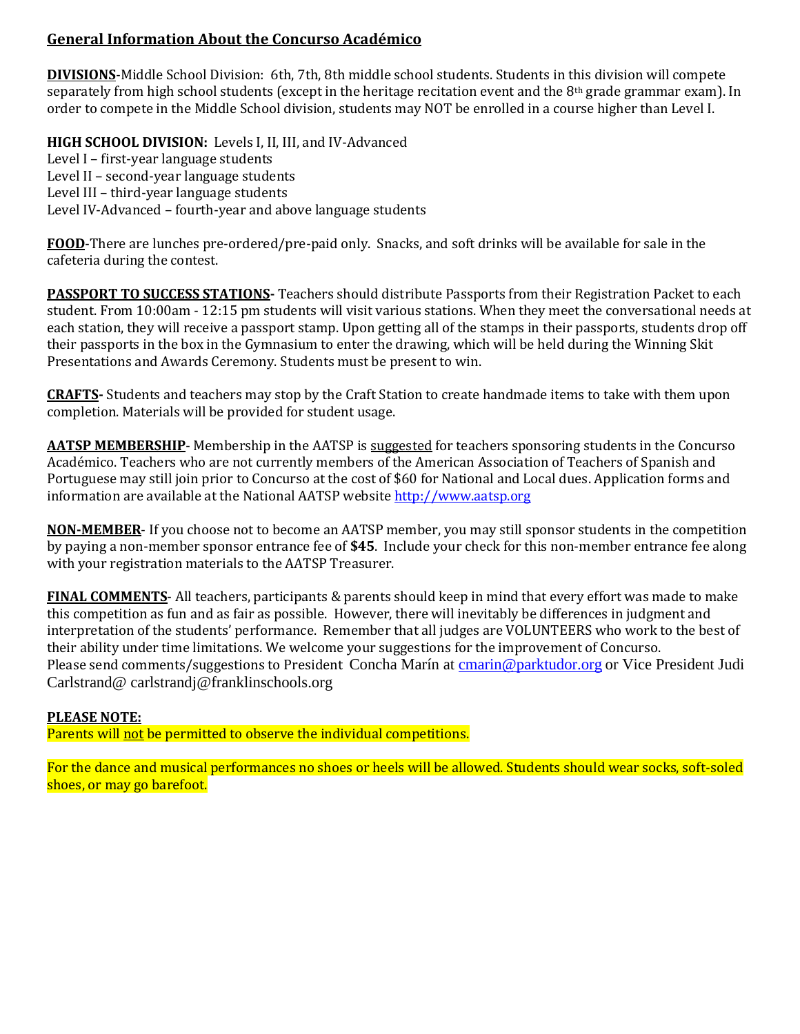## General Information About the Concurso Académico

**DIVISIONS**-Middle School Division: 6th, 7th, 8th middle school students. Students in this division will compete separately from high school students (except in the heritage recitation event and the 8th grade grammar exam). In order to compete in the Middle School division, students may NOT be enrolled in a course higher than Level I.

**HIGH SCHOOL DIVISION:** Levels I, II, III, and IV-Advanced
Level I – first-year language students
Level II – second-year language students
Level III – third-year language students
Level IV-Advanced – fourth-year and above language students

**FOOD**-There are lunches pre-ordered/pre-paid only. Snacks, and soft drinks will be available for sale in the cafeteria during the contest.

**PASSPORT TO SUCCESS STATIONS-** Teachers should distribute Passports from their Registration Packet to each student. From 10:00am - 12:15 pm students will visit various stations. When they meet the conversational needs at each station, they will receive a passport stamp. Upon getting all of the stamps in their passports, students drop off their passports in the box in the Gymnasium to enter the drawing, which will be held during the Winning Skit Presentations and Awards Ceremony. Students must be present to win.

**CRAFTS-** Students and teachers may stop by the Craft Station to create handmade items to take with them upon completion. Materials will be provided for student usage.

**AATSP MEMBERSHIP**- Membership in the AATSP is suggested for teachers sponsoring students in the Concurso Académico. Teachers who are not currently members of the American Association of Teachers of Spanish and Portuguese may still join prior to Concurso at the cost of $60 for National and Local dues. Application forms and information are available at the National AATSP website http://www.aatsp.org

**NON-MEMBER**- If you choose not to become an AATSP member, you may still sponsor students in the competition by paying a non-member sponsor entrance fee of **$45**. Include your check for this non-member entrance fee along with your registration materials to the AATSP Treasurer.

**FINAL COMMENTS**- All teachers, participants & parents should keep in mind that every effort was made to make this competition as fun and as fair as possible. However, there will inevitably be differences in judgment and interpretation of the students' performance. Remember that all judges are VOLUNTEERS who work to the best of their ability under time limitations. We welcome your suggestions for the improvement of Concurso.
Please send comments/suggestions to President Concha Marín at cmarin@parktudor.org or Vice President Judi Carlstrand@ carlstrandj@franklinschools.org

**PLEASE NOTE:**
Parents will not be permitted to observe the individual competitions.

For the dance and musical performances no shoes or heels will be allowed. Students should wear socks, soft-soled shoes, or may go barefoot.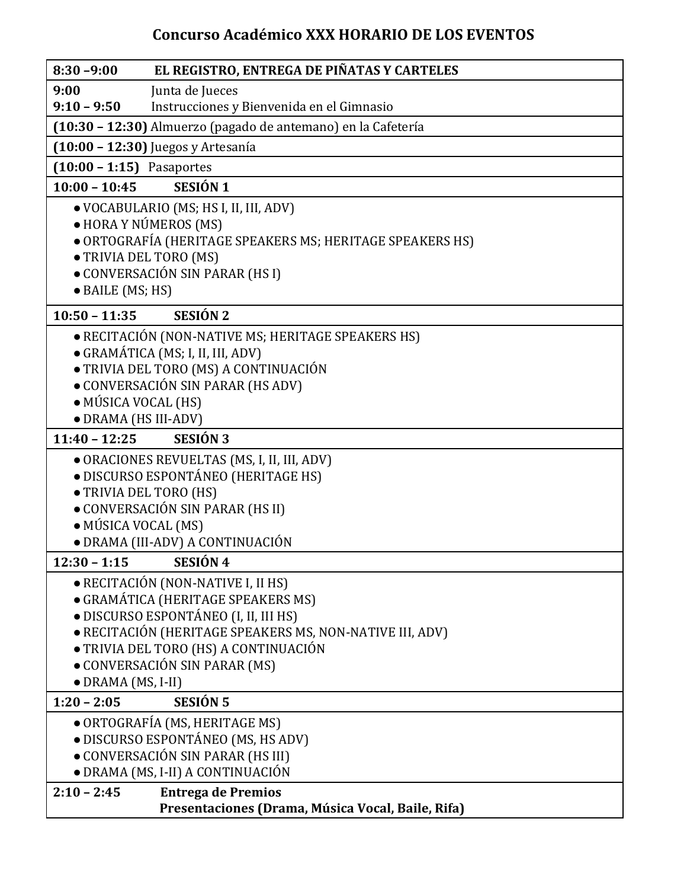# Concurso Académico XXX HORARIO DE LOS EVENTOS

**8:30 –9:00 EL REGISTRO, ENTREGA DE PIÑATAS Y CARTELES**

**9:00** Junta de Jueces
**9:10 – 9:50** Instrucciones y Bienvenida en el Gimnasio

**(10:30 – 12:30)** Almuerzo (pagado de antemano) en la Cafetería

**(10:00 – 12:30)** Juegos y Artesanía

**(10:00 – 1:15)** Pasaportes

**10:00 – 10:45 SESIÓN 1**

- VOCABULARIO (MS; HS I, II, III, ADV)
- HORA Y NÚMEROS (MS)
- ORTOGRAFÍA (HERITAGE SPEAKERS MS; HERITAGE SPEAKERS HS)
- TRIVIA DEL TORO (MS)
- CONVERSACIÓN SIN PARAR (HS I)
- BAILE (MS; HS)

**10:50 – 11:35 SESIÓN 2**

- RECITACIÓN (NON-NATIVE MS; HERITAGE SPEAKERS HS)
- GRAMÁTICA (MS; I, II, III, ADV)
- TRIVIA DEL TORO (MS) A CONTINUACIÓN
- CONVERSACIÓN SIN PARAR (HS ADV)
- MÚSICA VOCAL (HS)
- DRAMA (HS III-ADV)

**11:40 – 12:25 SESIÓN 3**

- ORACIONES REVUELTAS (MS, I, II, III, ADV)
- DISCURSO ESPONTÁNEO (HERITAGE HS)
- TRIVIA DEL TORO (HS)
- CONVERSACIÓN SIN PARAR (HS II)
- MÚSICA VOCAL (MS)
- DRAMA (III-ADV) A CONTINUACIÓN

**12:30 – 1:15 SESIÓN 4**

- RECITACIÓN (NON-NATIVE I, II HS)
- GRAMÁTICA (HERITAGE SPEAKERS MS)
- DISCURSO ESPONTÁNEO (I, II, III HS)
- RECITACIÓN (HERITAGE SPEAKERS MS, NON-NATIVE III, ADV)
- TRIVIA DEL TORO (HS) A CONTINUACIÓN
- CONVERSACIÓN SIN PARAR (MS)
- DRAMA (MS, I-II)

**1:20 – 2:05 SESIÓN 5**

- ORTOGRAFÍA (MS, HERITAGE MS)
- DISCURSO ESPONTÁNEO (MS, HS ADV)
- CONVERSACIÓN SIN PARAR (HS III)
- DRAMA (MS, I-II) A CONTINUACIÓN

**2:10 – 2:45 Entrega de Premios**
**Presentaciones (Drama, Música Vocal, Baile, Rifa)**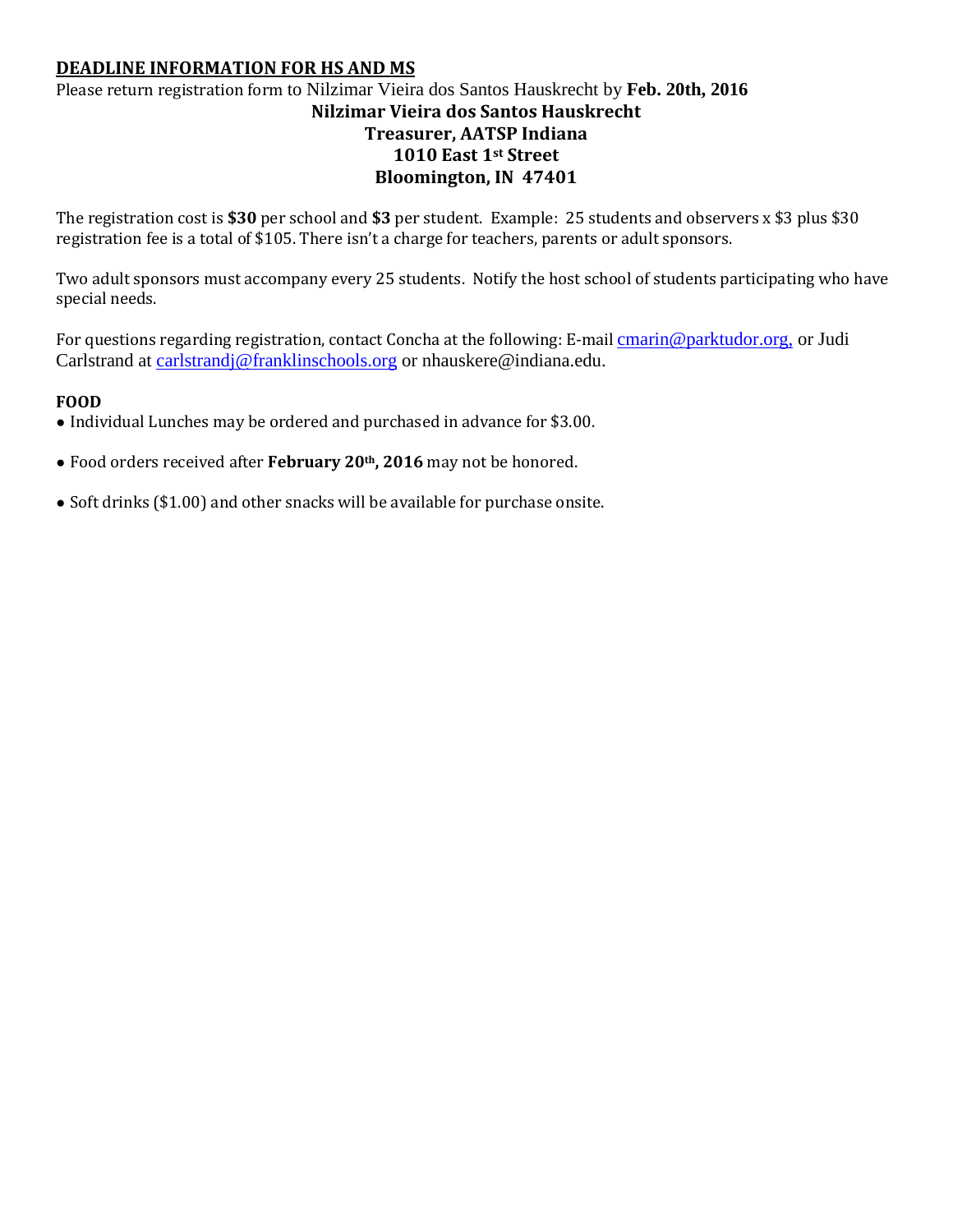## DEADLINE INFORMATION FOR HS AND MS

Please return registration form to Nilzimar Vieira dos Santos Hauskrecht by **Feb. 20th, 2016**

**Nilzimar Vieira dos Santos Hauskrecht**
**Treasurer, AATSP Indiana**
**1010 East 1st Street**
**Bloomington, IN 47401**

The registration cost is **$30** per school and **$3** per student. Example: 25 students and observers x $3 plus $30 registration fee is a total of $105. There isn't a charge for teachers, parents or adult sponsors.

Two adult sponsors must accompany every 25 students. Notify the host school of students participating who have special needs.

For questions regarding registration, contact Concha at the following: E-mail cmarin@parktudor.org, or Judi Carlstrand at carlstrandj@franklinschools.org or nhauskere@indiana.edu.

**FOOD**

- Individual Lunches may be ordered and purchased in advance for $3.00.
- Food orders received after **February 20th, 2016** may not be honored.
- Soft drinks ($1.00) and other snacks will be available for purchase onsite.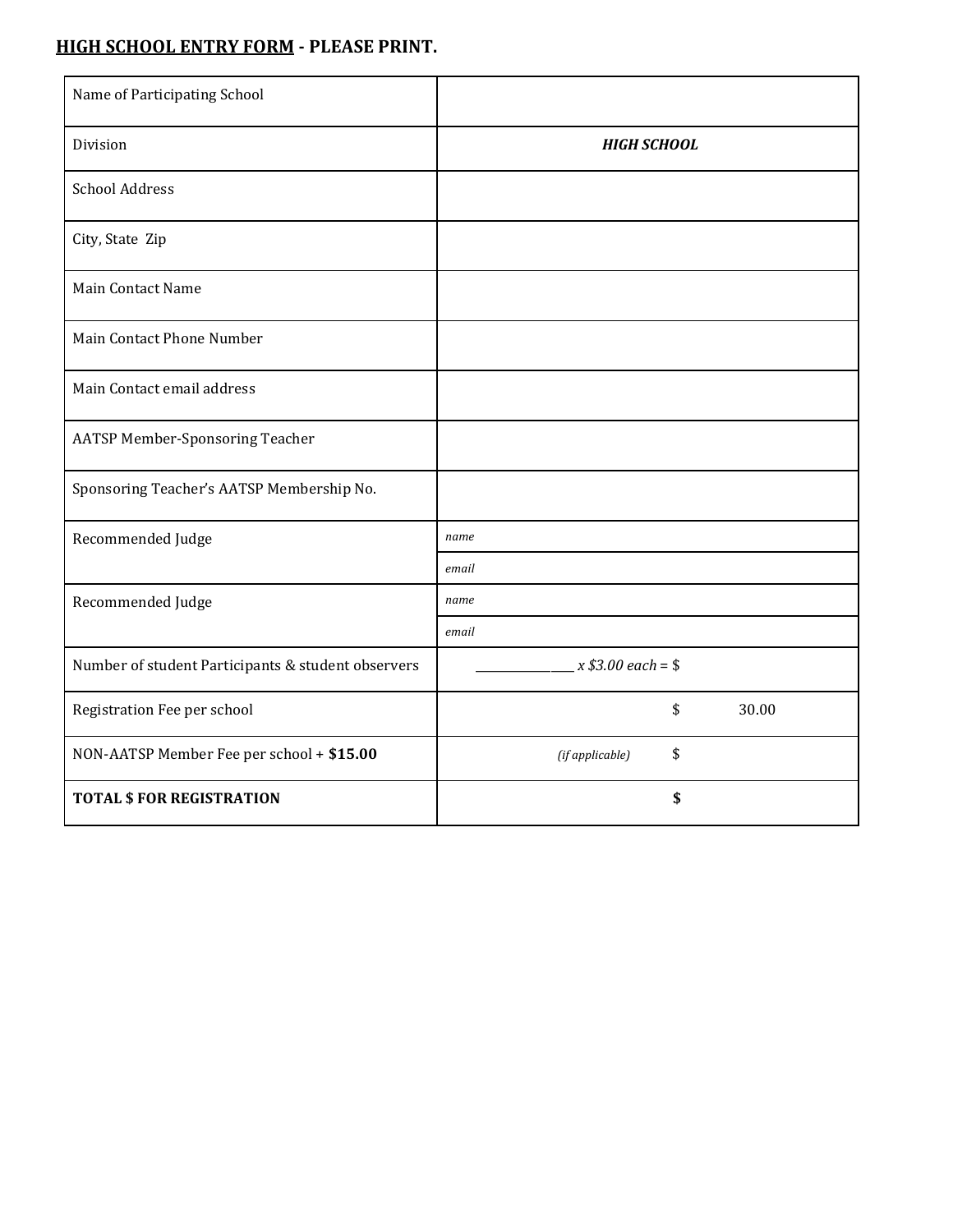**<u>HIGH SCHOOL ENTRY FORM</u> - PLEASE PRINT.**

| | |
|---|---|
| Name of Participating School | |
| Division | ***HIGH SCHOOL*** |
| School Address | |
| City, State Zip | |
| Main Contact Name | |
| Main Contact Phone Number | |
| Main Contact email address | |
| AATSP Member-Sponsoring Teacher | |
| Sponsoring Teacher's AATSP Membership No. | |
| Recommended Judge | *name* |
| | *email* |
| Recommended Judge | *name* |
| | *email* |
| Number of student Participants & student observers | _____________ *x $3.00 each* = $ |
| Registration Fee per school | $ 30.00 |
| NON-AATSP Member Fee per school + **$15.00** | *(if applicable)* $ |
| **TOTAL $ FOR REGISTRATION** | **$** |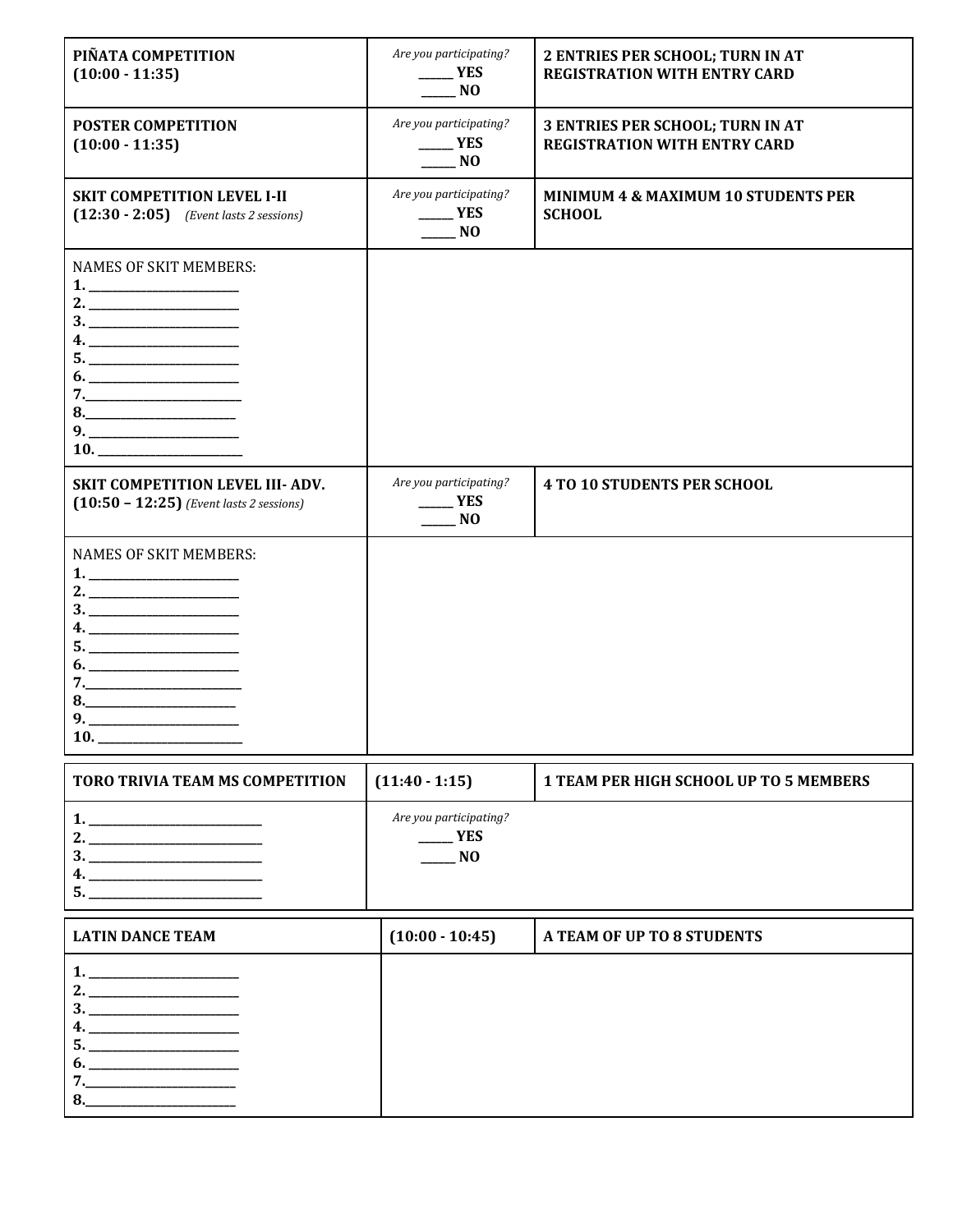| | | |
|---|---|---|
| **PIÑATA COMPETITION**<br>**(10:00 - 11:35)** | *Are you participating?*<br>_____ **YES**<br>_____ **NO** | **2 ENTRIES PER SCHOOL; TURN IN AT REGISTRATION WITH ENTRY CARD** |
| **POSTER COMPETITION**<br>**(10:00 - 11:35)** | *Are you participating?*<br>_____ **YES**<br>_____ **NO** | **3 ENTRIES PER SCHOOL; TURN IN AT REGISTRATION WITH ENTRY CARD** |
| **SKIT COMPETITION LEVEL I-II**<br>**(12:30 - 2:05)** *(Event lasts 2 sessions)* | *Are you participating?*<br>_____ **YES**<br>_____ **NO** | **MINIMUM 4 & MAXIMUM 10 STUDENTS PER SCHOOL** |
| NAMES OF SKIT MEMBERS:<br>**1.** ____________________<br>**2.** ____________________<br>**3.** ____________________<br>**4.** ____________________<br>**5.** ____________________<br>**6.** ____________________<br>**7.**____________________<br>**8.**____________________<br>**9.** ____________________<br>**10.** ____________________ | | |
| **SKIT COMPETITION LEVEL III- ADV.**<br>**(10:50 – 12:25)** *(Event lasts 2 sessions)* | *Are you participating?*<br>_____ **YES**<br>_____ **NO** | **4 TO 10 STUDENTS PER SCHOOL** |
| NAMES OF SKIT MEMBERS:<br>**1.** ____________________<br>**2.** ____________________<br>**3.** ____________________<br>**4.** ____________________<br>**5.** ____________________<br>**6.** ____________________<br>**7.**____________________<br>**8.**____________________<br>**9.** ____________________<br>**10.** ____________________ | | |

| **TORO TRIVIA TEAM MS COMPETITION** | **(11:40 - 1:15)** | **1 TEAM PER HIGH SCHOOL UP TO 5 MEMBERS** |
|---|---|---|
| **1.** ________________________<br>**2.** ________________________<br>**3.** ________________________<br>**4.** ________________________<br>**5.** ________________________ | *Are you participating?*<br>_____ **YES**<br>_____ **NO** | |

| **LATIN DANCE TEAM** | **(10:00 - 10:45)** | **A TEAM OF UP TO 8 STUDENTS** |
|---|---|---|
| **1.** ____________________<br>**2.** ____________________<br>**3.** ____________________<br>**4.** ____________________<br>**5.** ____________________<br>**6.** ____________________<br>**7.**____________________<br>**8.**____________________ | | |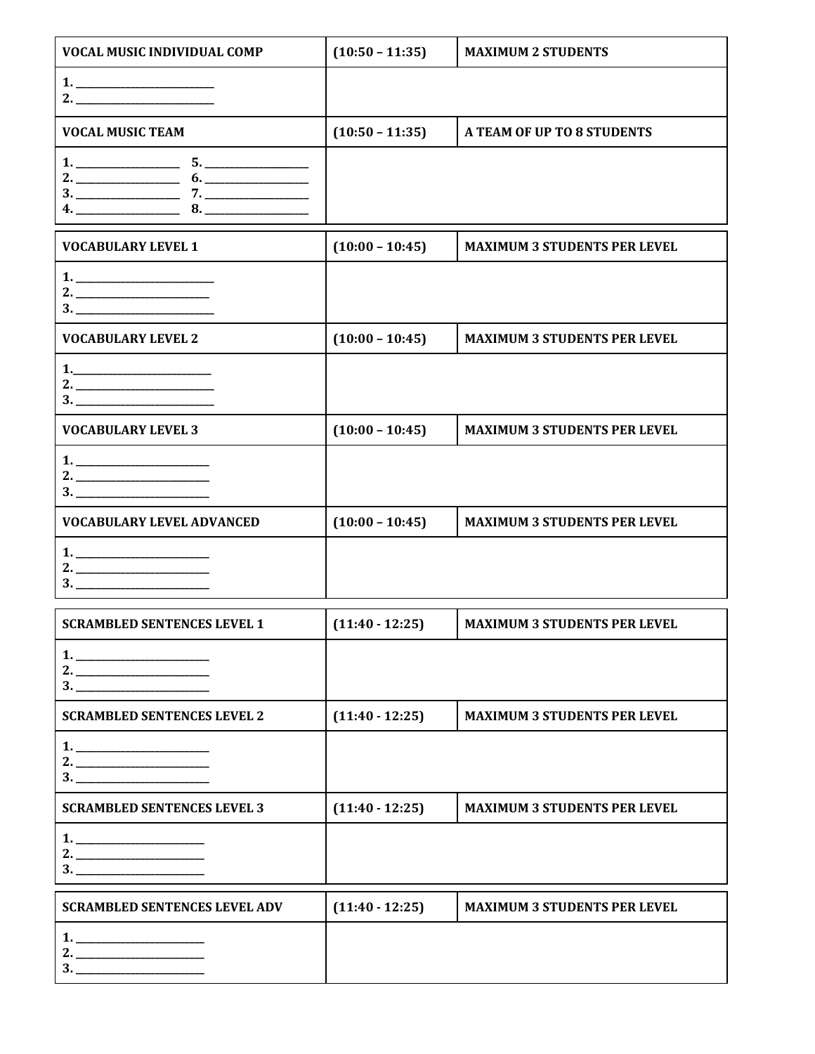| VOCAL MUSIC INDIVIDUAL COMP | (10:50 – 11:35) | MAXIMUM 2 STUDENTS |
|---|---|---|
| 1. ____________________<br>2. ____________________ | | |
| VOCAL MUSIC TEAM | (10:50 – 11:35) | A TEAM OF UP TO 8 STUDENTS |
| 1. ______________ 5. ______________<br>2. ______________ 6. ______________<br>3. ______________ 7. ______________<br>4. ______________ 8. ______________ | | |

| VOCABULARY LEVEL 1 | (10:00 – 10:45) | MAXIMUM 3 STUDENTS PER LEVEL |
|---|---|---|
| 1. ____________________<br>2. ____________________<br>3. ____________________ | | |
| VOCABULARY LEVEL 2 | (10:00 – 10:45) | MAXIMUM 3 STUDENTS PER LEVEL |
| 1.____________________<br>2. ____________________<br>3. ____________________ | | |
| VOCABULARY LEVEL 3 | (10:00 – 10:45) | MAXIMUM 3 STUDENTS PER LEVEL |
| 1. ____________________<br>2. ____________________<br>3. ____________________ | | |
| VOCABULARY LEVEL ADVANCED | (10:00 – 10:45) | MAXIMUM 3 STUDENTS PER LEVEL |
| 1. ____________________<br>2. ____________________<br>3. ____________________ | | |

| SCRAMBLED SENTENCES LEVEL 1 | (11:40 - 12:25) | MAXIMUM 3 STUDENTS PER LEVEL |
|---|---|---|
| 1. ____________________<br>2. ____________________<br>3. ____________________ | | |
| SCRAMBLED SENTENCES LEVEL 2 | (11:40 - 12:25) | MAXIMUM 3 STUDENTS PER LEVEL |
| 1. ____________________<br>2. ____________________<br>3. ____________________ | | |
| SCRAMBLED SENTENCES LEVEL 3 | (11:40 - 12:25) | MAXIMUM 3 STUDENTS PER LEVEL |
| 1. ____________________<br>2. ____________________<br>3. ____________________ | | |

| SCRAMBLED SENTENCES LEVEL ADV | (11:40 - 12:25) | MAXIMUM 3 STUDENTS PER LEVEL |
|---|---|---|
| 1. ____________________<br>2. ____________________<br>3. ____________________ | | |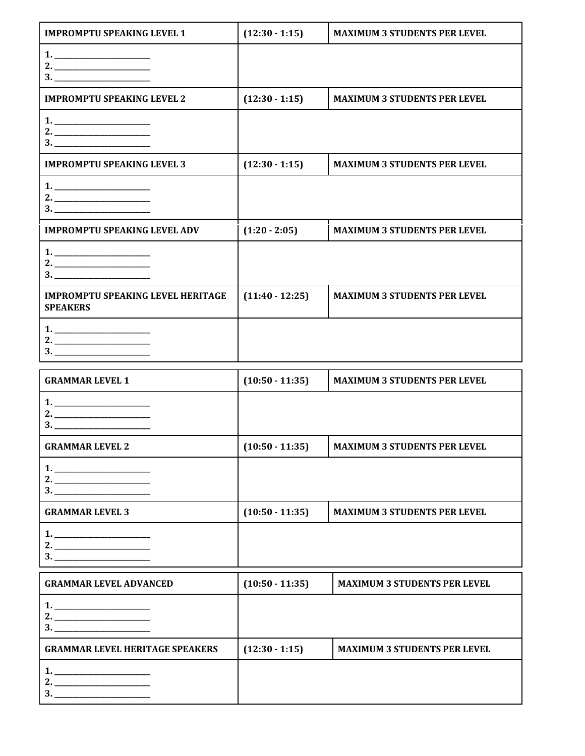| **IMPROMPTU SPEAKING LEVEL 1** | **(12:30 - 1:15)** | **MAXIMUM 3 STUDENTS PER LEVEL** |
|---|---|---|
| **1. \_\_\_\_\_\_\_\_\_\_\_\_\_\_\_\_\_\_\_\_\_\_\_\_**<br>**2. \_\_\_\_\_\_\_\_\_\_\_\_\_\_\_\_\_\_\_\_\_\_\_\_**<br>**3. \_\_\_\_\_\_\_\_\_\_\_\_\_\_\_\_\_\_\_\_\_\_\_\_** | | |
| **IMPROMPTU SPEAKING LEVEL 2** | **(12:30 - 1:15)** | **MAXIMUM 3 STUDENTS PER LEVEL** |
| **1. \_\_\_\_\_\_\_\_\_\_\_\_\_\_\_\_\_\_\_\_\_\_\_\_**<br>**2. \_\_\_\_\_\_\_\_\_\_\_\_\_\_\_\_\_\_\_\_\_\_\_\_**<br>**3. \_\_\_\_\_\_\_\_\_\_\_\_\_\_\_\_\_\_\_\_\_\_\_\_** | | |
| **IMPROMPTU SPEAKING LEVEL 3** | **(12:30 - 1:15)** | **MAXIMUM 3 STUDENTS PER LEVEL** |
| **1. \_\_\_\_\_\_\_\_\_\_\_\_\_\_\_\_\_\_\_\_\_\_\_\_**<br>**2. \_\_\_\_\_\_\_\_\_\_\_\_\_\_\_\_\_\_\_\_\_\_\_\_**<br>**3. \_\_\_\_\_\_\_\_\_\_\_\_\_\_\_\_\_\_\_\_\_\_\_\_** | | |
| **IMPROMPTU SPEAKING LEVEL ADV** | **(1:20 - 2:05)** | **MAXIMUM 3 STUDENTS PER LEVEL** |
| **1. \_\_\_\_\_\_\_\_\_\_\_\_\_\_\_\_\_\_\_\_\_\_\_\_**<br>**2. \_\_\_\_\_\_\_\_\_\_\_\_\_\_\_\_\_\_\_\_\_\_\_\_**<br>**3. \_\_\_\_\_\_\_\_\_\_\_\_\_\_\_\_\_\_\_\_\_\_\_\_** | | |
| **IMPROMPTU SPEAKING LEVEL HERITAGE SPEAKERS** | **(11:40 - 12:25)** | **MAXIMUM 3 STUDENTS PER LEVEL** |
| **1. \_\_\_\_\_\_\_\_\_\_\_\_\_\_\_\_\_\_\_\_\_\_\_\_**<br>**2. \_\_\_\_\_\_\_\_\_\_\_\_\_\_\_\_\_\_\_\_\_\_\_\_**<br>**3. \_\_\_\_\_\_\_\_\_\_\_\_\_\_\_\_\_\_\_\_\_\_\_\_** | | |

| **GRAMMAR LEVEL 1** | **(10:50 - 11:35)** | **MAXIMUM 3 STUDENTS PER LEVEL** |
|---|---|---|
| **1. \_\_\_\_\_\_\_\_\_\_\_\_\_\_\_\_\_\_\_\_\_\_\_\_**<br>**2. \_\_\_\_\_\_\_\_\_\_\_\_\_\_\_\_\_\_\_\_\_\_\_\_**<br>**3. \_\_\_\_\_\_\_\_\_\_\_\_\_\_\_\_\_\_\_\_\_\_\_\_** | | |
| **GRAMMAR LEVEL 2** | **(10:50 - 11:35)** | **MAXIMUM 3 STUDENTS PER LEVEL** |
| **1. \_\_\_\_\_\_\_\_\_\_\_\_\_\_\_\_\_\_\_\_\_\_\_\_**<br>**2. \_\_\_\_\_\_\_\_\_\_\_\_\_\_\_\_\_\_\_\_\_\_\_\_**<br>**3. \_\_\_\_\_\_\_\_\_\_\_\_\_\_\_\_\_\_\_\_\_\_\_\_** | | |
| **GRAMMAR LEVEL 3** | **(10:50 - 11:35)** | **MAXIMUM 3 STUDENTS PER LEVEL** |
| **1. \_\_\_\_\_\_\_\_\_\_\_\_\_\_\_\_\_\_\_\_\_\_\_\_**<br>**2. \_\_\_\_\_\_\_\_\_\_\_\_\_\_\_\_\_\_\_\_\_\_\_\_**<br>**3. \_\_\_\_\_\_\_\_\_\_\_\_\_\_\_\_\_\_\_\_\_\_\_\_** | | |

| **GRAMMAR LEVEL ADVANCED** | **(10:50 - 11:35)** | **MAXIMUM 3 STUDENTS PER LEVEL** |
|---|---|---|
| **1. \_\_\_\_\_\_\_\_\_\_\_\_\_\_\_\_\_\_\_\_\_\_\_\_**<br>**2. \_\_\_\_\_\_\_\_\_\_\_\_\_\_\_\_\_\_\_\_\_\_\_\_**<br>**3. \_\_\_\_\_\_\_\_\_\_\_\_\_\_\_\_\_\_\_\_\_\_\_\_** | | |
| **GRAMMAR LEVEL HERITAGE SPEAKERS** | **(12:30 - 1:15)** | **MAXIMUM 3 STUDENTS PER LEVEL** |
| **1. \_\_\_\_\_\_\_\_\_\_\_\_\_\_\_\_\_\_\_\_\_\_\_\_**<br>**2. \_\_\_\_\_\_\_\_\_\_\_\_\_\_\_\_\_\_\_\_\_\_\_\_**<br>**3. \_\_\_\_\_\_\_\_\_\_\_\_\_\_\_\_\_\_\_\_\_\_\_\_** | | |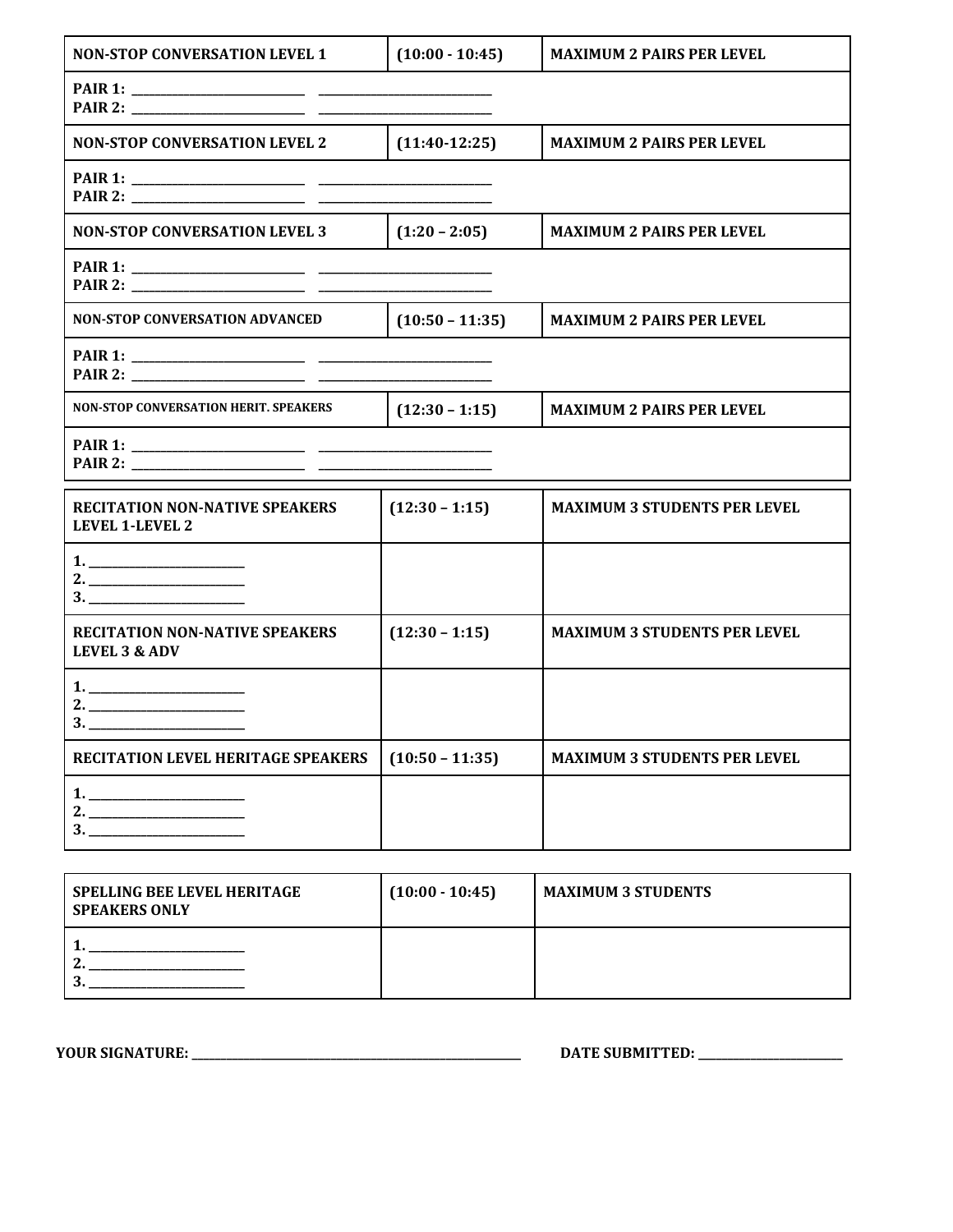| NON-STOP CONVERSATION LEVEL 1 | (10:00 - 10:45) | MAXIMUM 2 PAIRS PER LEVEL |
|---|---|---|
| PAIR 1: ______________ ______________<br>PAIR 2: ______________ ______________ | | |
| NON-STOP CONVERSATION LEVEL 2 | (11:40-12:25) | MAXIMUM 2 PAIRS PER LEVEL |
| PAIR 1: ______________ ______________<br>PAIR 2: ______________ ______________ | | |
| NON-STOP CONVERSATION LEVEL 3 | (1:20 – 2:05) | MAXIMUM 2 PAIRS PER LEVEL |
| PAIR 1: ______________ ______________<br>PAIR 2: ______________ ______________ | | |
| NON-STOP CONVERSATION ADVANCED | (10:50 – 11:35) | MAXIMUM 2 PAIRS PER LEVEL |
| PAIR 1: ______________ ______________<br>PAIR 2: ______________ ______________ | | |
| NON-STOP CONVERSATION HERIT. SPEAKERS | (12:30 – 1:15) | MAXIMUM 2 PAIRS PER LEVEL |
| PAIR 1: ______________ ______________<br>PAIR 2: ______________ ______________ | | |

| RECITATION NON-NATIVE SPEAKERS LEVEL 1-LEVEL 2 | (12:30 – 1:15) | MAXIMUM 3 STUDENTS PER LEVEL |
|---|---|---|
| 1. ______________<br>2. ______________<br>3. ______________ | | |
| RECITATION NON-NATIVE SPEAKERS LEVEL 3 & ADV | (12:30 – 1:15) | MAXIMUM 3 STUDENTS PER LEVEL |
| 1. ______________<br>2. ______________<br>3. ______________ | | |
| RECITATION LEVEL HERITAGE SPEAKERS | (10:50 – 11:35) | MAXIMUM 3 STUDENTS PER LEVEL |
| 1. ______________<br>2. ______________<br>3. ______________ | | |

| SPELLING BEE LEVEL HERITAGE SPEAKERS ONLY | (10:00 - 10:45) | MAXIMUM 3 STUDENTS |
|---|---|---|
| 1. ______________<br>2. ______________<br>3. ______________ | | |

**YOUR SIGNATURE:** ______________________________ **DATE SUBMITTED:** ______________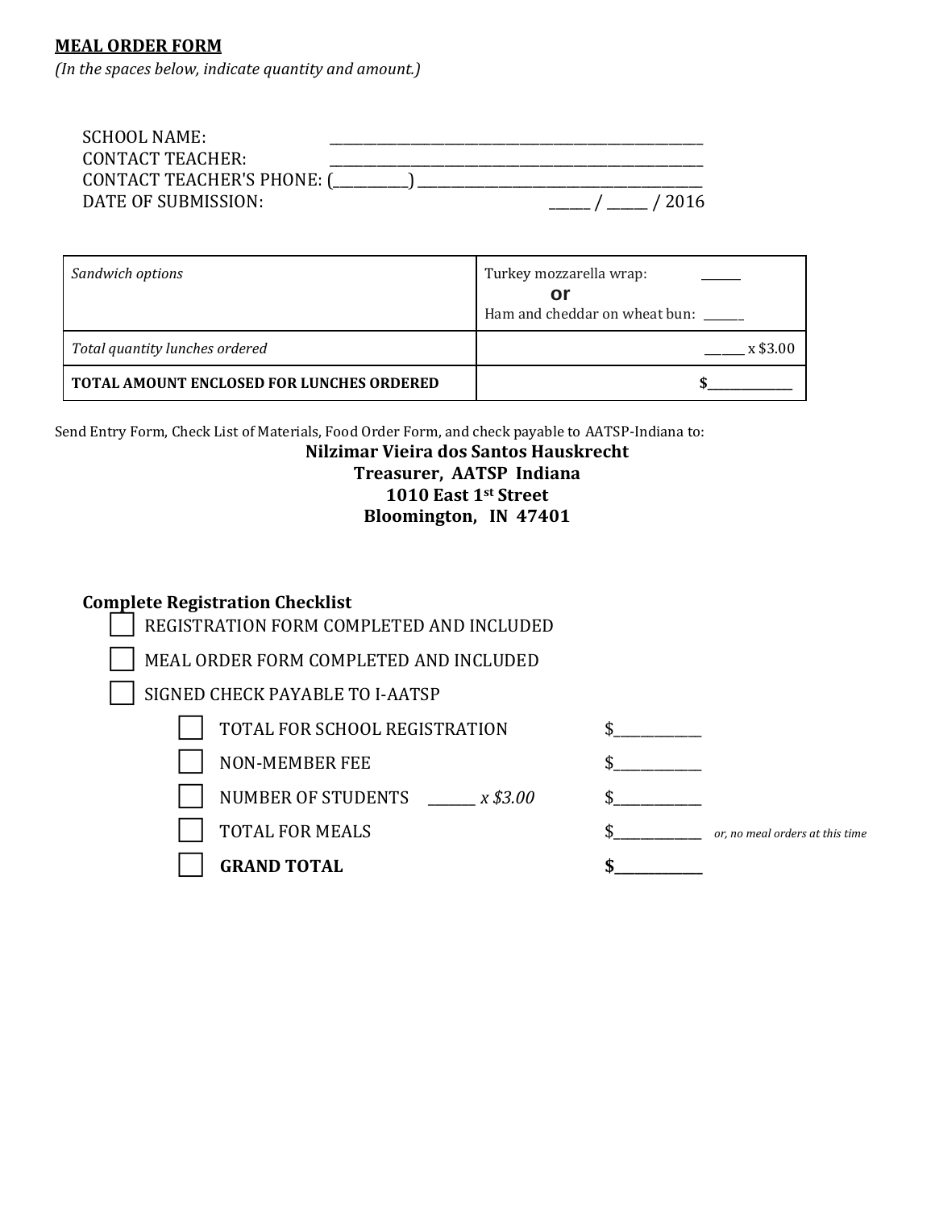**MEAL ORDER FORM**

*(In the spaces below, indicate quantity and amount.)*

SCHOOL NAME: ____________________________________________________

CONTACT TEACHER: ____________________________________________________

CONTACT TEACHER'S PHONE: (__________) ______________________________________

DATE OF SUBMISSION: _____ / _____ / 2016

| *Sandwich options* | Turkey mozzarella wrap: ______ **or** Ham and cheddar on wheat bun: ______ |
|---|---|
| *Total quantity lunches ordered* | _____ x $3.00 |
| **TOTAL AMOUNT ENCLOSED FOR LUNCHES ORDERED** | **$____________** |

Send Entry Form, Check List of Materials, Food Order Form, and check payable to AATSP-Indiana to:

**Nilzimar Vieira dos Santos Hauskrecht**
**Treasurer, AATSP Indiana**
**1010 East 1st Street**
**Bloomington, IN 47401**

**Complete Registration Checklist**

- ☐ REGISTRATION FORM COMPLETED AND INCLUDED
- ☐ MEAL ORDER FORM COMPLETED AND INCLUDED
- ☐ SIGNED CHECK PAYABLE TO I-AATSP
  - ☐ TOTAL FOR SCHOOL REGISTRATION $___________
  - ☐ NON-MEMBER FEE $___________
  - ☐ NUMBER OF STUDENTS ______ *x $3.00* $___________
  - ☐ TOTAL FOR MEALS $___________ *or, no meal orders at this time*
  - ☐ **GRAND TOTAL $___________**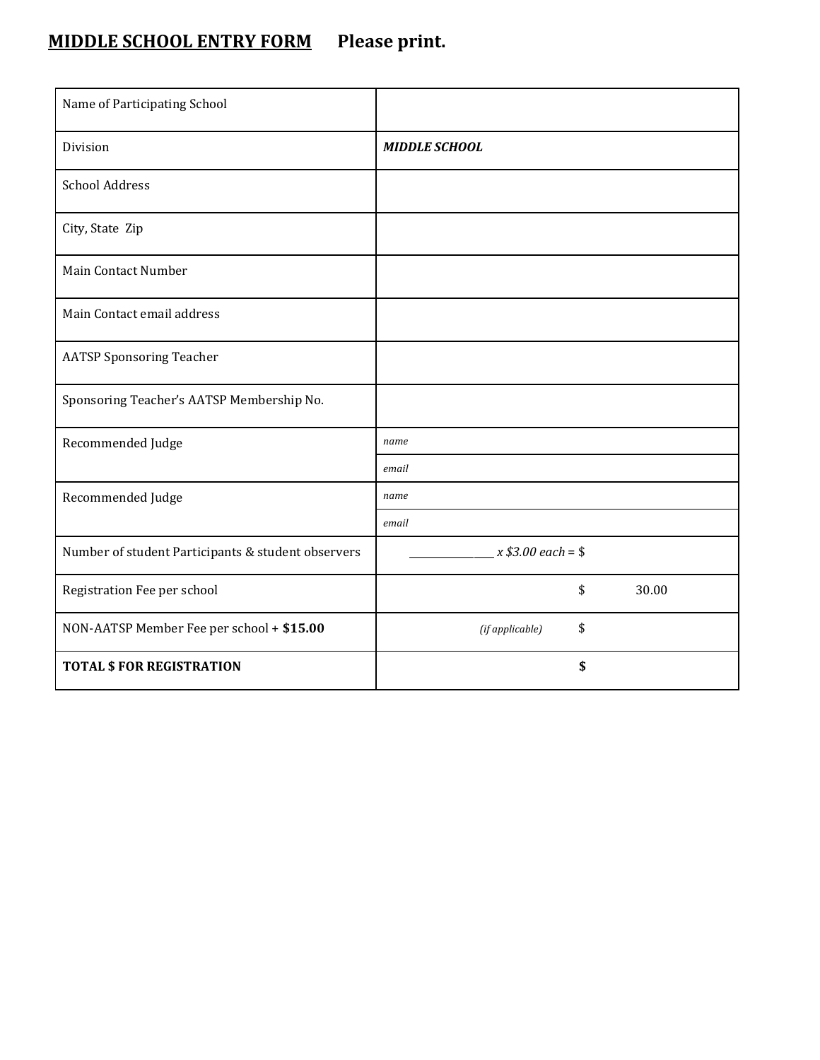## **MIDDLE SCHOOL ENTRY FORM** Please print.

| | | |
|---|---|---|
| Name of Participating School | | |
| Division | ***MIDDLE SCHOOL*** | |
| School Address | | |
| City, State Zip | | |
| Main Contact Number | | |
| Main Contact email address | | |
| AATSP Sponsoring Teacher | | |
| Sponsoring Teacher's AATSP Membership No. | | |
| Recommended Judge | *name* | |
| | *email* | |
| Recommended Judge | *name* | |
| | *email* | |
| Number of student Participants & student observers | ____________ *x $3.00 each* = $ | |
| Registration Fee per school | $ | 30.00 |
| NON-AATSP Member Fee per school + **$15.00** | *(if applicable)* $ | |
| **TOTAL $ FOR REGISTRATION** | **$** | |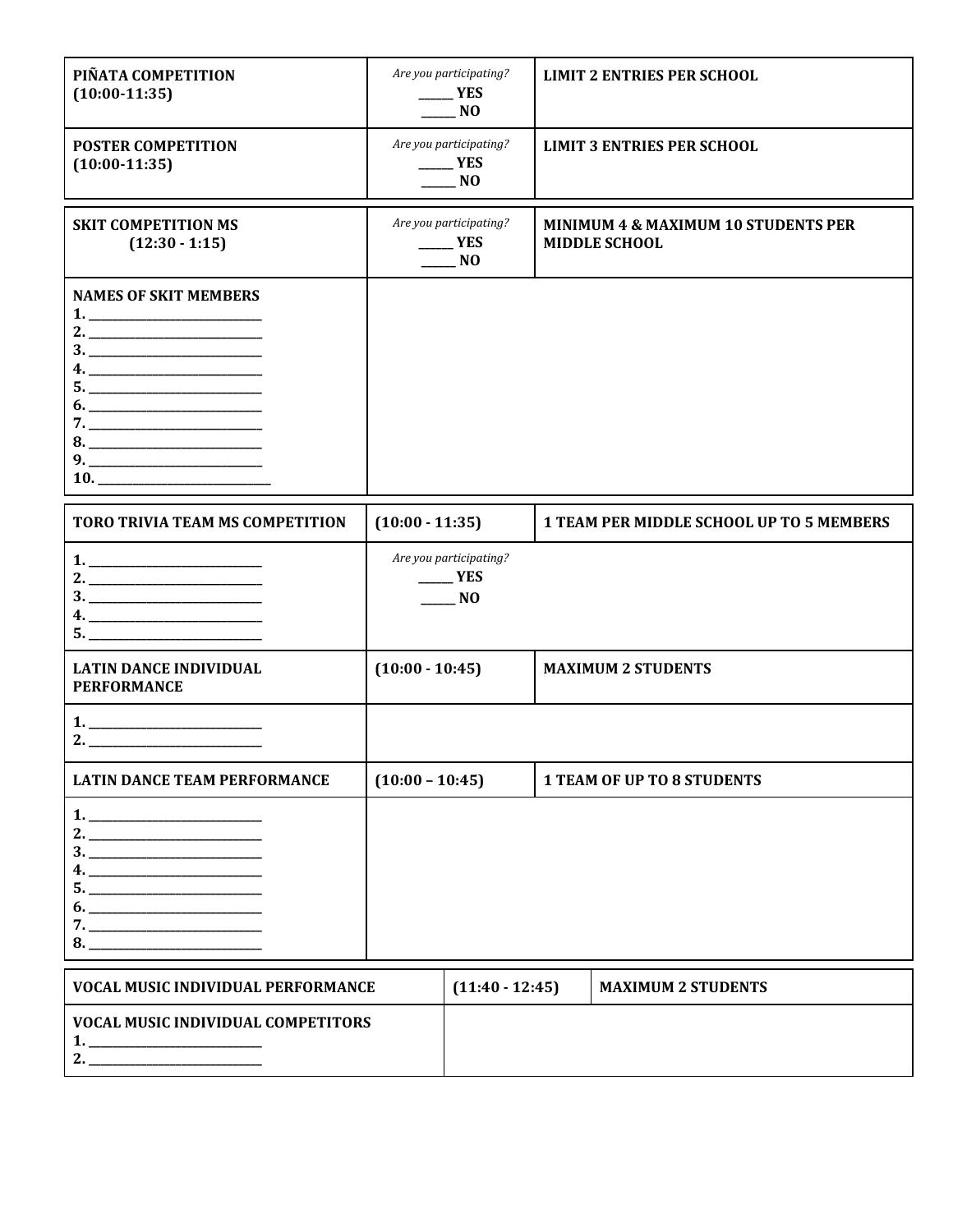| **PIÑATA COMPETITION (10:00-11:35)** | *Are you participating?* _____ **YES** _____ **NO** | **LIMIT 2 ENTRIES PER SCHOOL** |
|---|---|---|
| **POSTER COMPETITION (10:00-11:35)** | *Are you participating?* _____ **YES** _____ **NO** | **LIMIT 3 ENTRIES PER SCHOOL** |

| **SKIT COMPETITION MS (12:30 - 1:15)** | *Are you participating?* _____ **YES** _____ **NO** | **MINIMUM 4 & MAXIMUM 10 STUDENTS PER MIDDLE SCHOOL** |
|---|---|---|
| **NAMES OF SKIT MEMBERS** **1.** ____________ **2.** ____________ **3.** ____________ **4.** ____________ **5.** ____________ **6.** ____________ **7.** ____________ **8.** ____________ **9.** ____________ **10.** ____________ | | |

| **TORO TRIVIA TEAM MS COMPETITION** | **(10:00 - 11:35)** | **1 TEAM PER MIDDLE SCHOOL UP TO 5 MEMBERS** |
|---|---|---|
| **1.** ____________ **2.** ____________ **3.** ____________ **4.** ____________ **5.** ____________ | *Are you participating?* _____ **YES** _____ **NO** | |
| **LATIN DANCE INDIVIDUAL PERFORMANCE** | **(10:00 - 10:45)** | **MAXIMUM 2 STUDENTS** |
| **1.** ____________ **2.** ____________ | | |
| **LATIN DANCE TEAM PERFORMANCE** | **(10:00 – 10:45)** | **1 TEAM OF UP TO 8 STUDENTS** |
| **1.** ____________ **2.** ____________ **3.** ____________ **4.** ____________ **5.** ____________ **6.** ____________ **7.** ____________ **8.** ____________ | | |

| **VOCAL MUSIC INDIVIDUAL PERFORMANCE** | **(11:40 - 12:45)** | **MAXIMUM 2 STUDENTS** |
|---|---|---|
| **VOCAL MUSIC INDIVIDUAL COMPETITORS** **1.** ____________ **2.** ____________ | | |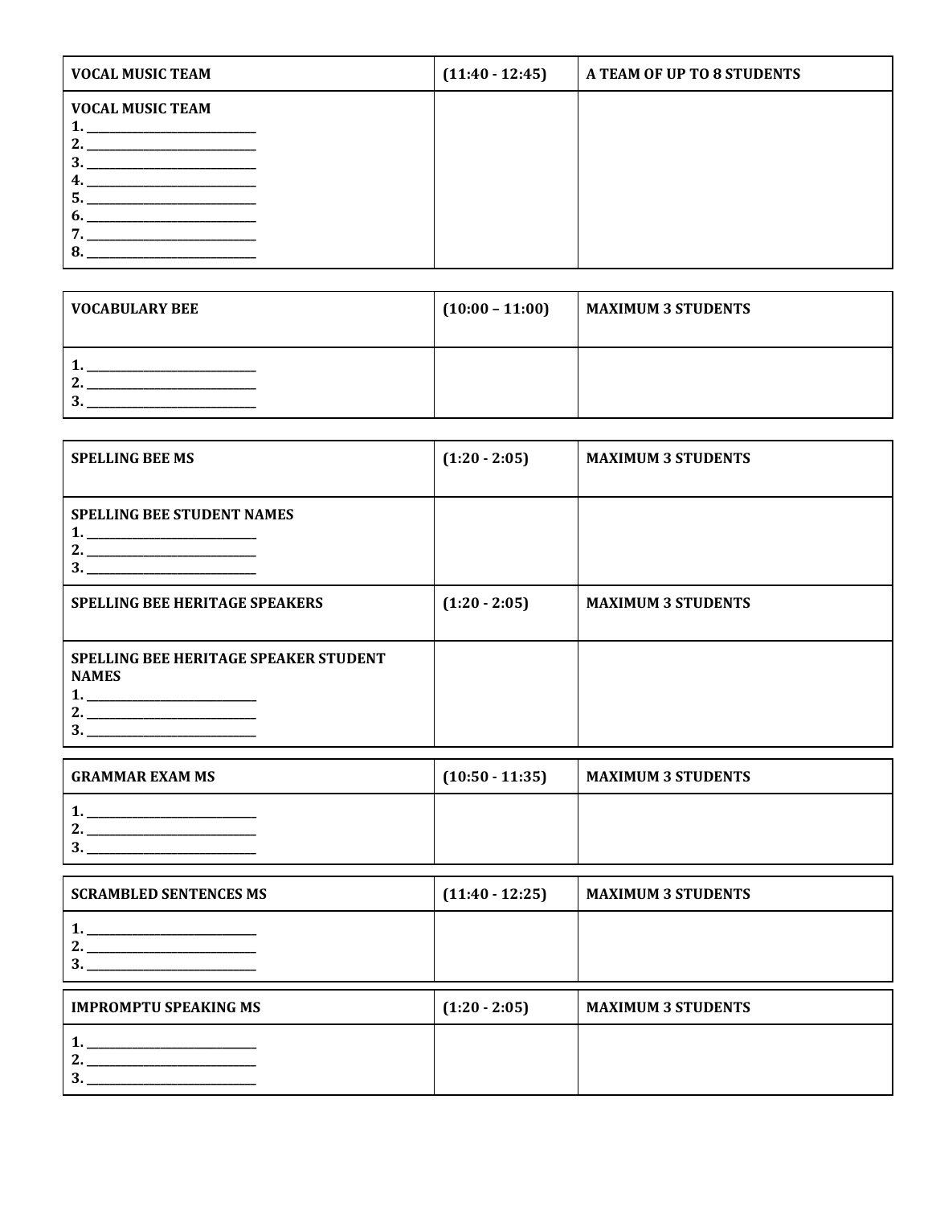| **VOCAL MUSIC TEAM** | **(11:40 - 12:45)** | **A TEAM OF UP TO 8 STUDENTS** |
|---|---|---|
| **VOCAL MUSIC TEAM**<br>**1. ____________________**<br>**2. ____________________**<br>**3. ____________________**<br>**4. ____________________**<br>**5. ____________________**<br>**6. ____________________**<br>**7. ____________________**<br>**8. ____________________** | | |

| **VOCABULARY BEE** | **(10:00 – 11:00)** | **MAXIMUM 3 STUDENTS** |
|---|---|---|
| **1. ____________________**<br>**2. ____________________**<br>**3. ____________________** | | |

| **SPELLING BEE MS** | **(1:20 - 2:05)** | **MAXIMUM 3 STUDENTS** |
|---|---|---|
| **SPELLING BEE STUDENT NAMES**<br>**1. ____________________**<br>**2. ____________________**<br>**3. ____________________** | | |
| **SPELLING BEE HERITAGE SPEAKERS** | **(1:20 - 2:05)** | **MAXIMUM 3 STUDENTS** |
| **SPELLING BEE HERITAGE SPEAKER STUDENT NAMES**<br>**1. ____________________**<br>**2. ____________________**<br>**3. ____________________** | | |

| **GRAMMAR EXAM MS** | **(10:50 - 11:35)** | **MAXIMUM 3 STUDENTS** |
|---|---|---|
| **1. ____________________**<br>**2. ____________________**<br>**3. ____________________** | | |

| **SCRAMBLED SENTENCES MS** | **(11:40 - 12:25)** | **MAXIMUM 3 STUDENTS** |
|---|---|---|
| **1. ____________________**<br>**2. ____________________**<br>**3. ____________________** | | |

| **IMPROMPTU SPEAKING MS** | **(1:20 - 2:05)** | **MAXIMUM 3 STUDENTS** |
|---|---|---|
| **1. ____________________**<br>**2. ____________________**<br>**3. ____________________** | | |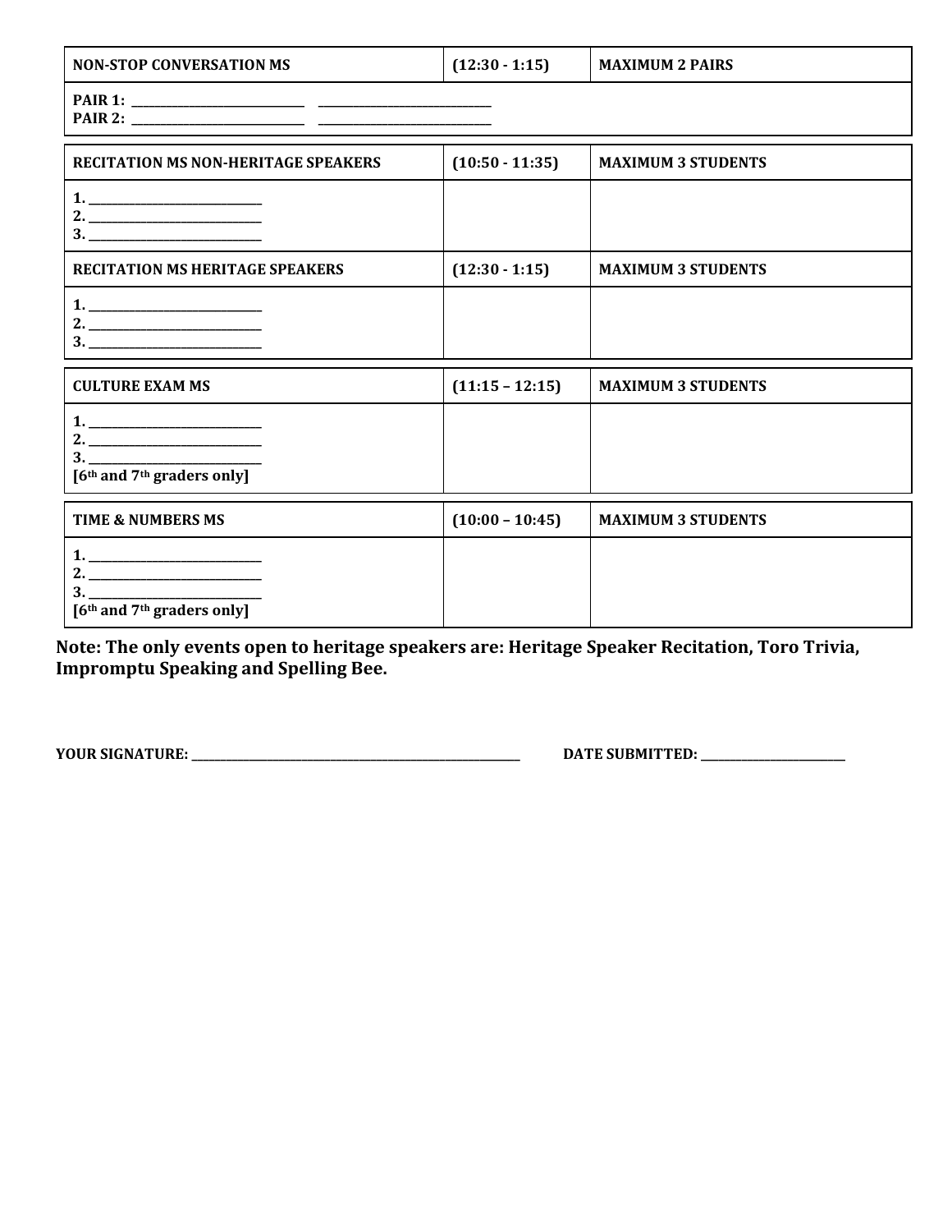| NON-STOP CONVERSATION MS | (12:30 - 1:15) | MAXIMUM 2 PAIRS |
| --- | --- | --- |
| PAIR 1: ____________________ ____________________<br>PAIR 2: ____________________ ____________________ | | |

| RECITATION MS NON-HERITAGE SPEAKERS | (10:50 - 11:35) | MAXIMUM 3 STUDENTS |
| --- | --- | --- |
| 1. ____________________<br>2. ____________________<br>3. ____________________ | | |
| **RECITATION MS HERITAGE SPEAKERS** | **(12:30 - 1:15)** | **MAXIMUM 3 STUDENTS** |
| 1. ____________________<br>2. ____________________<br>3. ____________________ | | |

| CULTURE EXAM MS | (11:15 – 12:15) | MAXIMUM 3 STUDENTS |
| --- | --- | --- |
| 1. ____________________<br>2. ____________________<br>3. ____________________<br>[6th and 7th graders only] | | |

| TIME & NUMBERS MS | (10:00 – 10:45) | MAXIMUM 3 STUDENTS |
| --- | --- | --- |
| 1. ____________________<br>2. ____________________<br>3. ____________________<br>[6th and 7th graders only] | | |

**Note: The only events open to heritage speakers are: Heritage Speaker Recitation, Toro Trivia, Impromptu Speaking and Spelling Bee.**

**YOUR SIGNATURE:** ________________________________________ **DATE SUBMITTED:** ____________________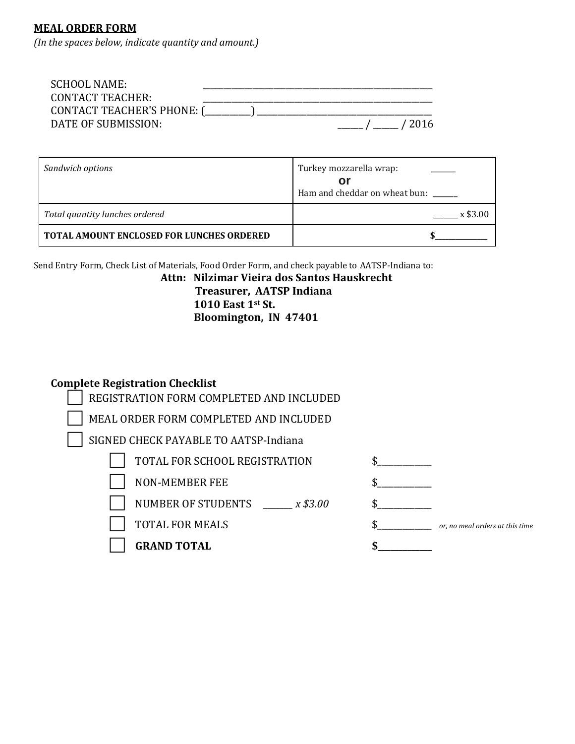**MEAL ORDER FORM**

*(In the spaces below, indicate quantity and amount.)*

SCHOOL NAME: ______________________________________________

CONTACT TEACHER: ______________________________________________

CONTACT TEACHER'S PHONE: (__________) ________________________________

DATE OF SUBMISSION: _____ / _____ / 2016

| | |
|---|---|
| *Sandwich options* | Turkey mozzarella wrap: ______ **or** Ham and cheddar on wheat bun: ______ |
| *Total quantity lunches ordered* | ______ x $3.00 |
| **TOTAL AMOUNT ENCLOSED FOR LUNCHES ORDERED** | **$**____________ |

Send Entry Form, Check List of Materials, Food Order Form, and check payable to AATSP-Indiana to:

**Attn: Nilzimar Vieira dos Santos Hauskrecht**
**Treasurer, AATSP Indiana**
**1010 East 1st St.**
**Bloomington, IN 47401**

**Complete Registration Checklist**

- ☐ REGISTRATION FORM COMPLETED AND INCLUDED
- ☐ MEAL ORDER FORM COMPLETED AND INCLUDED
- ☐ SIGNED CHECK PAYABLE TO AATSP-Indiana
  - ☐ TOTAL FOR SCHOOL REGISTRATION $____________
  - ☐ NON-MEMBER FEE $____________
  - ☐ NUMBER OF STUDENTS ______ *x $3.00* $____________
  - ☐ TOTAL FOR MEALS $____________ *or, no meal orders at this time*
  - ☐ **GRAND TOTAL** **$**____________